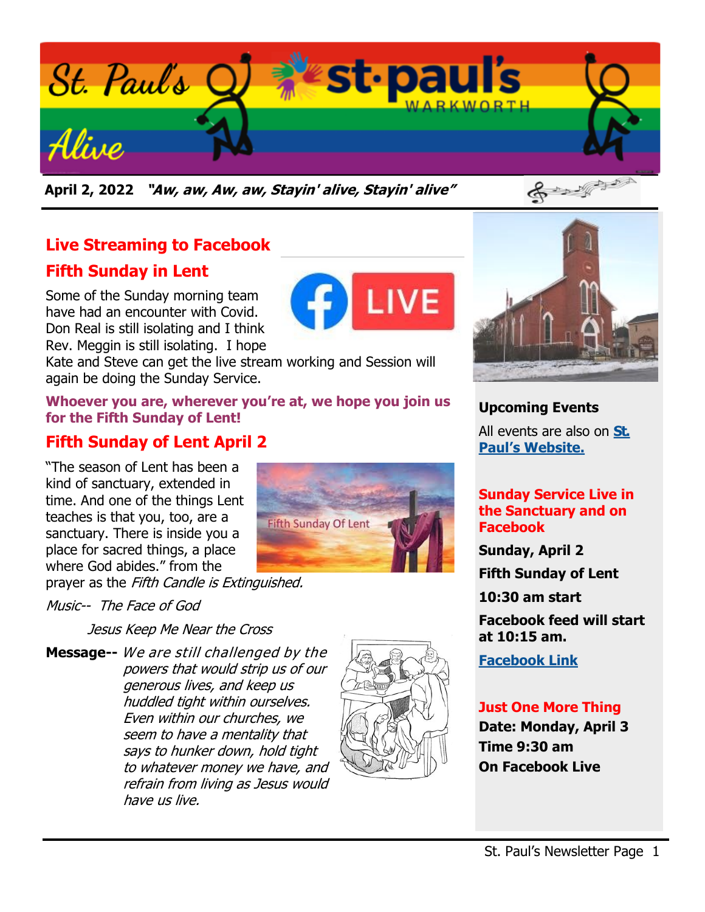# St. Paul's Alive

**April 2, 2022** ***"Aw, aw, Aw, aw, Stayin' alive, Stayin' alive"***

## Live Streaming to Facebook

## Fifth Sunday in Lent

Some of the Sunday morning team have had an encounter with Covid. Don Real is still isolating and I think Rev. Meggin is still isolating. I hope Kate and Steve can get the live stream working and Session will again be doing the Sunday Service.

**Whoever you are, wherever you're at, we hope you join us for the Fifth Sunday of Lent!**

## Fifth Sunday of Lent April 2

"The season of Lent has been a kind of sanctuary, extended in time. And one of the things Lent teaches is that you, too, are a sanctuary. There is inside you a place for sacred things, a place where God abides." from the prayer as the *Fifth Candle is Extinguished.*

*Music-- The Face of God*

*Jesus Keep Me Near the Cross*

**Message--** *We are still challenged by the powers that would strip us of our generous lives, and keep us huddled tight within ourselves. Even within our churches, we seem to have a mentality that says to hunker down, hold tight to whatever money we have, and refrain from living as Jesus would have us live.*

### Upcoming Events

All events are also on **St. Paul's Website.**

**Sunday Service Live in the Sanctuary and on Facebook**

**Sunday, April 2**

**Fifth Sunday of Lent**

**10:30 am start**

**Facebook feed will start at 10:15 am.**

**Facebook Link**

**Just One More Thing**

**Date: Monday, April 3**

**Time 9:30 am**

**On Facebook Live**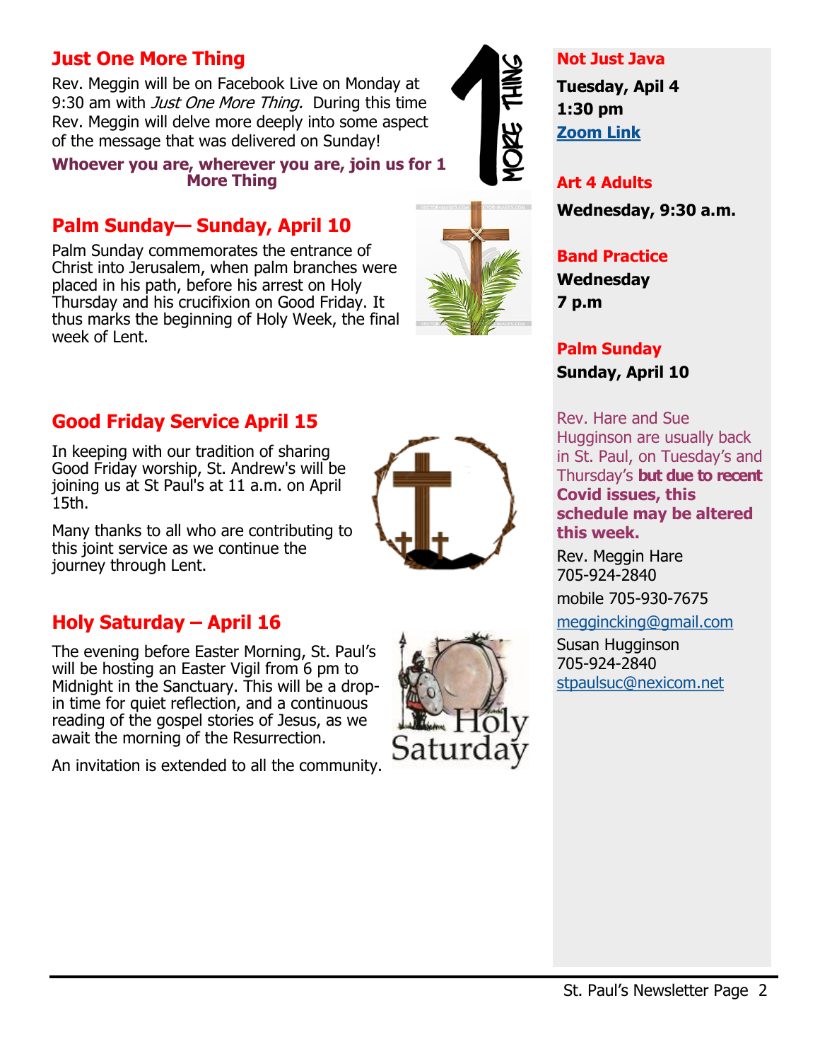## Just One More Thing

Rev. Meggin will be on Facebook Live on Monday at 9:30 am with *Just One More Thing.* During this time Rev. Meggin will delve more deeply into some aspect of the message that was delivered on Sunday!

**Whoever you are, wherever you are, join us for 1 More Thing**

## Palm Sunday— Sunday, April 10

Palm Sunday commemorates the entrance of Christ into Jerusalem, when palm branches were placed in his path, before his arrest on Holy Thursday and his crucifixion on Good Friday. It thus marks the beginning of Holy Week, the final week of Lent.

## Good Friday Service April 15

In keeping with our tradition of sharing Good Friday worship, St. Andrew's will be joining us at St Paul's at 11 a.m. on April 15th.

Many thanks to all who are contributing to this joint service as we continue the journey through Lent.

## Holy Saturday – April 16

The evening before Easter Morning, St. Paul's will be hosting an Easter Vigil from 6 pm to Midnight in the Sanctuary. This will be a drop-in time for quiet reflection, and a continuous reading of the gospel stories of Jesus, as we await the morning of the Resurrection.

An invitation is extended to all the community.

### Not Just Java

**Tuesday, April 4**
**1:30 pm**
**[Zoom Link]**

### Art 4 Adults

**Wednesday, 9:30 a.m.**

### Band Practice

**Wednesday**
**7 p.m**

### Palm Sunday

**Sunday, April 10**

Rev. Hare and Sue Hugginson are usually back in St. Paul, on Tuesday's and Thursday's **but due to recent Covid issues, this schedule may be altered this week.**

Rev. Meggin Hare
705-924-2840
mobile 705-930-7675
meggincking@gmail.com

Susan Hugginson
705-924-2840
stpaulsuc@nexicom.net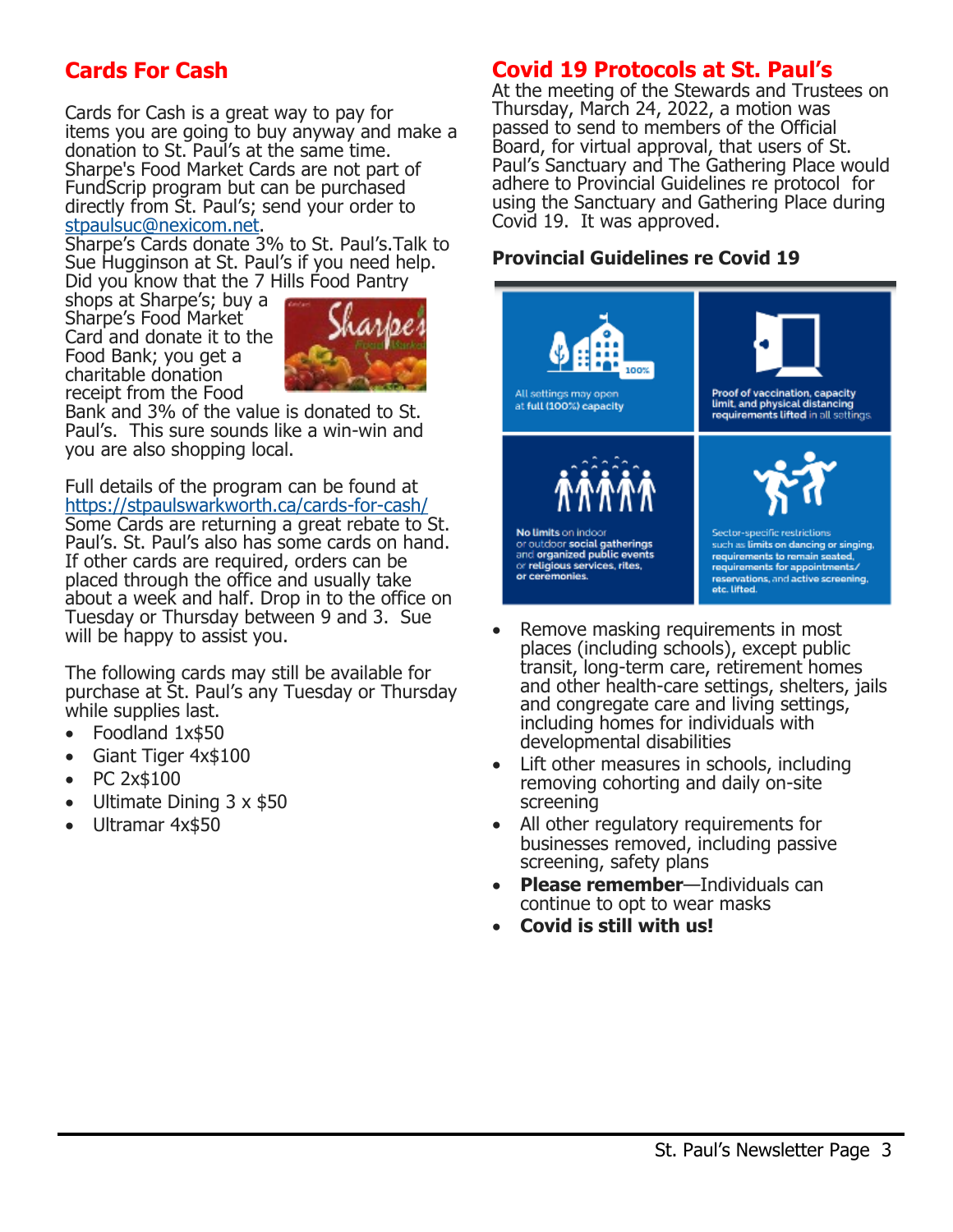## Cards For Cash

Cards for Cash is a great way to pay for items you are going to buy anyway and make a donation to St. Paul's at the same time. Sharpe's Food Market Cards are not part of FundScrip program but can be purchased directly from St. Paul's; send your order to stpaulsuc@nexicom.net.

Sharpe's Cards donate 3% to St. Paul's.Talk to Sue Hugginson at St. Paul's if you need help. Did you know that the 7 Hills Food Pantry shops at Sharpe's; buy a Sharpe's Food Market Card and donate it to the Food Bank; you get a charitable donation receipt from the Food Bank and 3% of the value is donated to St. Paul's. This sure sounds like a win-win and you are also shopping local.

Full details of the program can be found at https://stpaulswarkworth.ca/cards-for-cash/ Some Cards are returning a great rebate to St. Paul's. St. Paul's also has some cards on hand. If other cards are required, orders can be placed through the office and usually take about a week and half. Drop in to the office on Tuesday or Thursday between 9 and 3. Sue will be happy to assist you.

The following cards may still be available for purchase at St. Paul's any Tuesday or Thursday while supplies last.

- Foodland 1x$50
- Giant Tiger 4x$100
- PC 2x$100
- Ultimate Dining 3 x $50
- Ultramar 4x$50

## Covid 19 Protocols at St. Paul's

At the meeting of the Stewards and Trustees on Thursday, March 24, 2022, a motion was passed to send to members of the Official Board, for virtual approval, that users of St. Paul's Sanctuary and The Gathering Place would adhere to Provincial Guidelines re protocol for using the Sanctuary and Gathering Place during Covid 19. It was approved.

### Provincial Guidelines re Covid 19

All settings may open at full (100%) capacity

Proof of vaccination, capacity limit, and physical distancing requirements lifted in all settings.

No limits on indoor or outdoor social gatherings and organized public events or religious services, rites, or ceremonies.

Sector-specific restrictions such as limits on dancing or singing, requirements to remain seated, requirements for appointments/ reservations, and active screening, etc. lifted.

- Remove masking requirements in most places (including schools), except public transit, long-term care, retirement homes and other health-care settings, shelters, jails and congregate care and living settings, including homes for individuals with developmental disabilities
- Lift other measures in schools, including removing cohorting and daily on-site screening
- All other regulatory requirements for businesses removed, including passive screening, safety plans
- **Please remember**—Individuals can continue to opt to wear masks
- **Covid is still with us!**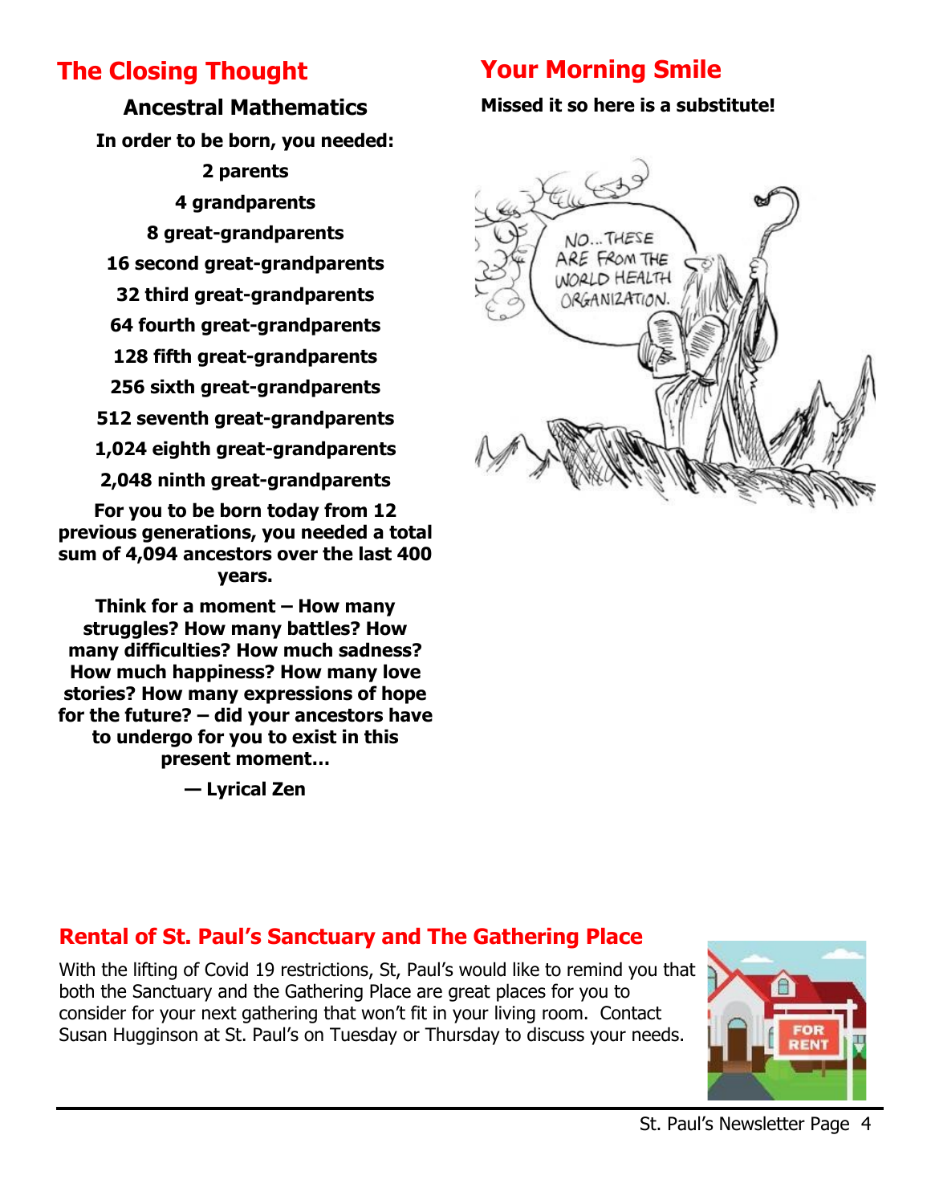## The Closing Thought

### Ancestral Mathematics

**In order to be born, you needed:**

**2 parents**

**4 grandparents**

**8 great-grandparents**

**16 second great-grandparents**

**32 third great-grandparents**

**64 fourth great-grandparents**

**128 fifth great-grandparents**

**256 sixth great-grandparents**

**512 seventh great-grandparents**

**1,024 eighth great-grandparents**

**2,048 ninth great-grandparents**

**For you to be born today from 12 previous generations, you needed a total sum of 4,094 ancestors over the last 400 years.**

**Think for a moment – How many struggles? How many battles? How many difficulties? How much sadness? How much happiness? How many love stories? How many expressions of hope for the future? – did your ancestors have to undergo for you to exist in this present moment…**

**— Lyrical Zen**

## Your Morning Smile

**Missed it so here is a substitute!**

## Rental of St. Paul's Sanctuary and The Gathering Place

With the lifting of Covid 19 restrictions, St, Paul's would like to remind you that both the Sanctuary and the Gathering Place are great places for you to consider for your next gathering that won't fit in your living room. Contact Susan Hugginson at St. Paul's on Tuesday or Thursday to discuss your needs.